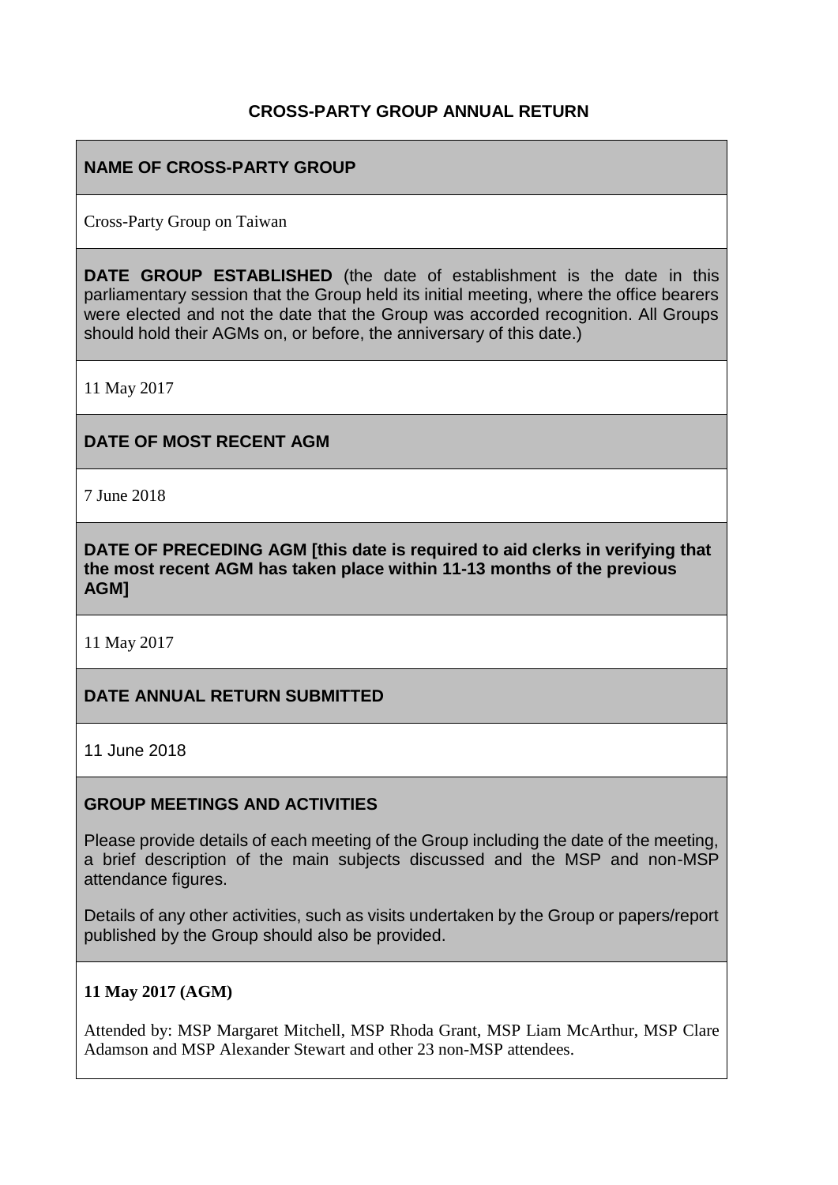# CROSS-PARTY GROUP ANNUAL RETURN

## NAME OF CROSS-PARTY GROUP

Cross-Party Group on Taiwan

**DATE GROUP ESTABLISHED** (the date of establishment is the date in this parliamentary session that the Group held its initial meeting, where the office bearers were elected and not the date that the Group was accorded recognition. All Groups should hold their AGMs on, or before, the anniversary of this date.)

11 May 2017

## DATE OF MOST RECENT AGM

7 June 2018

## DATE OF PRECEDING AGM [this date is required to aid clerks in verifying that the most recent AGM has taken place within 11-13 months of the previous AGM]

11 May 2017

## DATE ANNUAL RETURN SUBMITTED

11 June 2018

## GROUP MEETINGS AND ACTIVITIES

Please provide details of each meeting of the Group including the date of the meeting, a brief description of the main subjects discussed and the MSP and non-MSP attendance figures.

Details of any other activities, such as visits undertaken by the Group or papers/report published by the Group should also be provided.

**11 May 2017 (AGM)**

Attended by: MSP Margaret Mitchell, MSP Rhoda Grant, MSP Liam McArthur, MSP Clare Adamson and MSP Alexander Stewart and other 23 non-MSP attendees.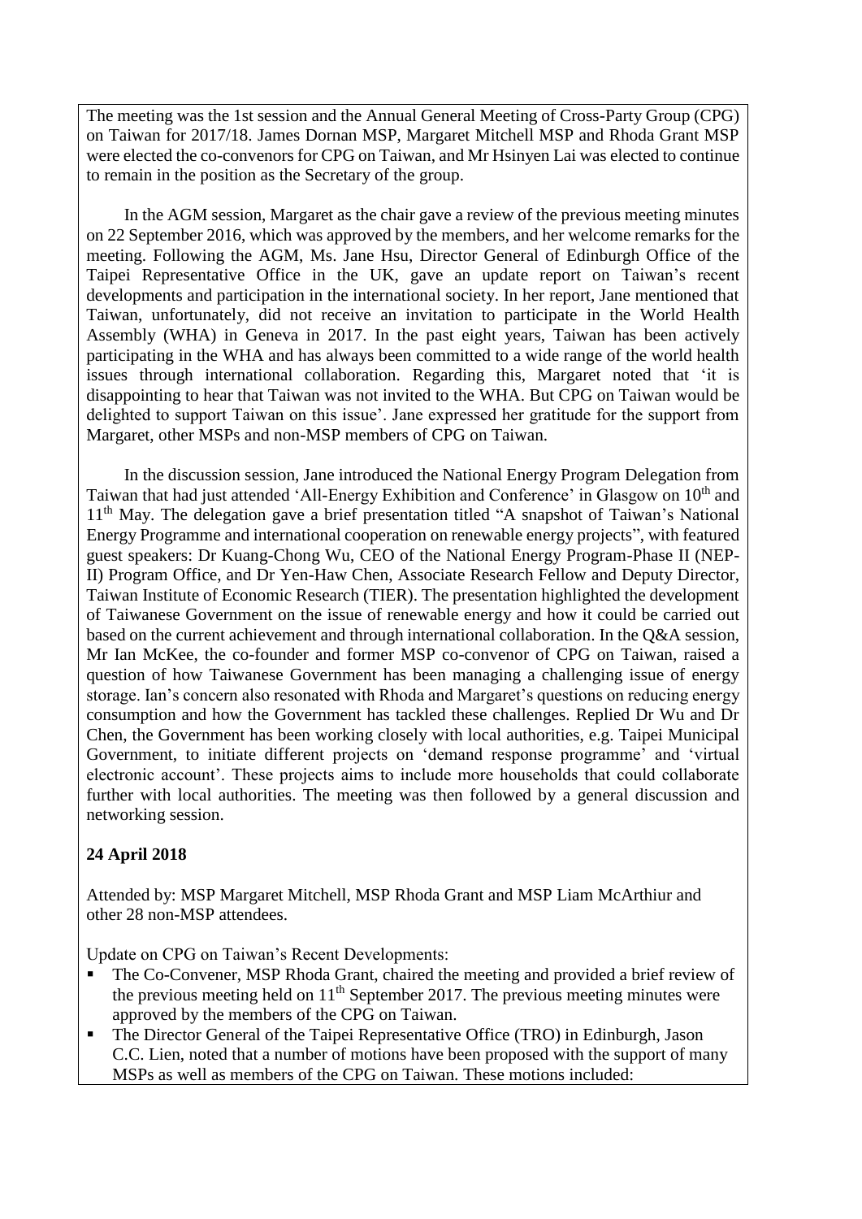The meeting was the 1st session and the Annual General Meeting of Cross-Party Group (CPG) on Taiwan for 2017/18. James Dornan MSP, Margaret Mitchell MSP and Rhoda Grant MSP were elected the co-convenors for CPG on Taiwan, and Mr Hsinyen Lai was elected to continue to remain in the position as the Secretary of the group.

In the AGM session, Margaret as the chair gave a review of the previous meeting minutes on 22 September 2016, which was approved by the members, and her welcome remarks for the meeting. Following the AGM, Ms. Jane Hsu, Director General of Edinburgh Office of the Taipei Representative Office in the UK, gave an update report on Taiwan's recent developments and participation in the international society. In her report, Jane mentioned that Taiwan, unfortunately, did not receive an invitation to participate in the World Health Assembly (WHA) in Geneva in 2017. In the past eight years, Taiwan has been actively participating in the WHA and has always been committed to a wide range of the world health issues through international collaboration. Regarding this, Margaret noted that 'it is disappointing to hear that Taiwan was not invited to the WHA. But CPG on Taiwan would be delighted to support Taiwan on this issue'. Jane expressed her gratitude for the support from Margaret, other MSPs and non-MSP members of CPG on Taiwan.

In the discussion session, Jane introduced the National Energy Program Delegation from Taiwan that had just attended 'All-Energy Exhibition and Conference' in Glasgow on 10th and 11th May. The delegation gave a brief presentation titled "A snapshot of Taiwan's National Energy Programme and international cooperation on renewable energy projects", with featured guest speakers: Dr Kuang-Chong Wu, CEO of the National Energy Program-Phase II (NEP-II) Program Office, and Dr Yen-Haw Chen, Associate Research Fellow and Deputy Director, Taiwan Institute of Economic Research (TIER). The presentation highlighted the development of Taiwanese Government on the issue of renewable energy and how it could be carried out based on the current achievement and through international collaboration. In the Q&A session, Mr Ian McKee, the co-founder and former MSP co-convenor of CPG on Taiwan, raised a question of how Taiwanese Government has been managing a challenging issue of energy storage. Ian's concern also resonated with Rhoda and Margaret's questions on reducing energy consumption and how the Government has tackled these challenges. Replied Dr Wu and Dr Chen, the Government has been working closely with local authorities, e.g. Taipei Municipal Government, to initiate different projects on 'demand response programme' and 'virtual electronic account'. These projects aims to include more households that could collaborate further with local authorities. The meeting was then followed by a general discussion and networking session.

**24 April 2018**

Attended by: MSP Margaret Mitchell, MSP Rhoda Grant and MSP Liam McArthiur and other 28 non-MSP attendees.

Update on CPG on Taiwan's Recent Developments:

- The Co-Convener, MSP Rhoda Grant, chaired the meeting and provided a brief review of the previous meeting held on 11th September 2017. The previous meeting minutes were approved by the members of the CPG on Taiwan.
- The Director General of the Taipei Representative Office (TRO) in Edinburgh, Jason C.C. Lien, noted that a number of motions have been proposed with the support of many MSPs as well as members of the CPG on Taiwan. These motions included: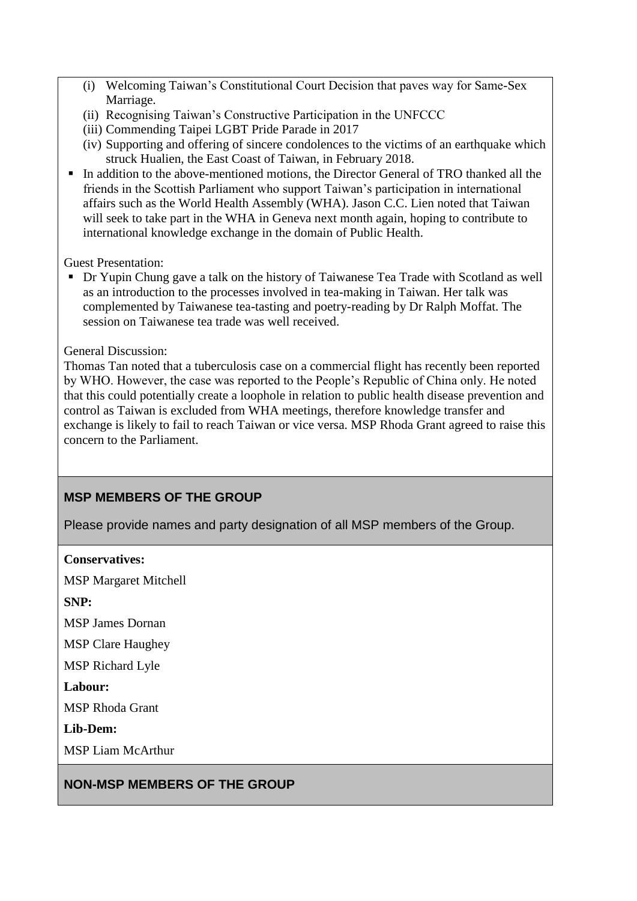(i) Welcoming Taiwan's Constitutional Court Decision that paves way for Same-Sex Marriage.
(ii) Recognising Taiwan's Constructive Participation in the UNFCCC
(iii) Commending Taipei LGBT Pride Parade in 2017
(iv) Supporting and offering of sincere condolences to the victims of an earthquake which struck Hualien, the East Coast of Taiwan, in February 2018.

- In addition to the above-mentioned motions, the Director General of TRO thanked all the friends in the Scottish Parliament who support Taiwan's participation in international affairs such as the World Health Assembly (WHA). Jason C.C. Lien noted that Taiwan will seek to take part in the WHA in Geneva next month again, hoping to contribute to international knowledge exchange in the domain of Public Health.

Guest Presentation:

- Dr Yupin Chung gave a talk on the history of Taiwanese Tea Trade with Scotland as well as an introduction to the processes involved in tea-making in Taiwan. Her talk was complemented by Taiwanese tea-tasting and poetry-reading by Dr Ralph Moffat. The session on Taiwanese tea trade was well received.

General Discussion:

Thomas Tan noted that a tuberculosis case on a commercial flight has recently been reported by WHO. However, the case was reported to the People's Republic of China only. He noted that this could potentially create a loophole in relation to public health disease prevention and control as Taiwan is excluded from WHA meetings, therefore knowledge transfer and exchange is likely to fail to reach Taiwan or vice versa. MSP Rhoda Grant agreed to raise this concern to the Parliament.

## MSP MEMBERS OF THE GROUP

Please provide names and party designation of all MSP members of the Group.

**Conservatives:**

MSP Margaret Mitchell

**SNP:**

MSP James Dornan

MSP Clare Haughey

MSP Richard Lyle

**Labour:**

MSP Rhoda Grant

**Lib-Dem:**

MSP Liam McArthur

## NON-MSP MEMBERS OF THE GROUP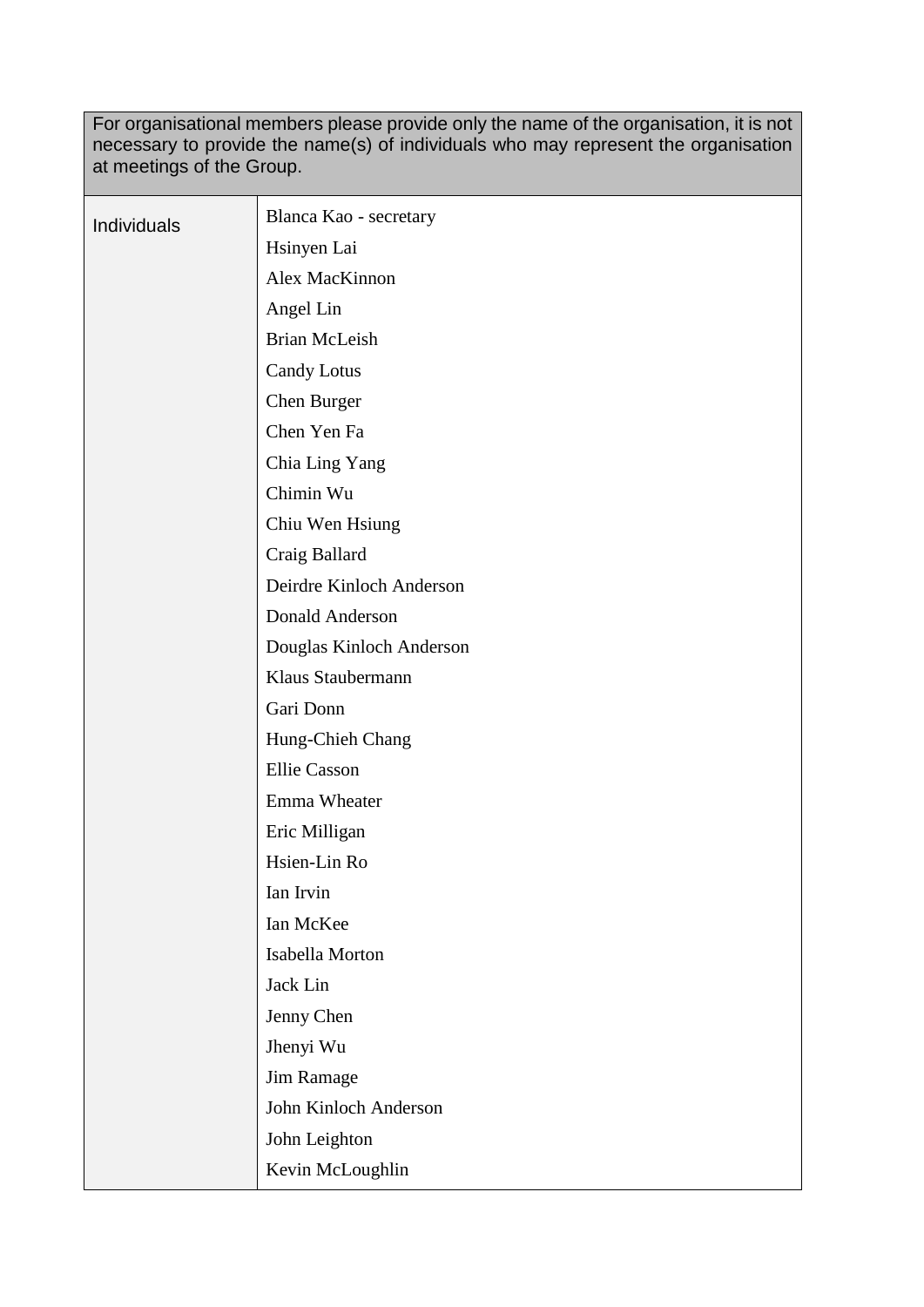| For organisational members please provide only the name of the organisation, it is not necessary to provide the name(s) of individuals who may represent the organisation at meetings of the Group. | |
|---|---|
| Individuals | Blanca Kao - secretary<br>Hsinyen Lai<br>Alex MacKinnon<br>Angel Lin<br>Brian McLeish<br>Candy Lotus<br>Chen Burger<br>Chen Yen Fa<br>Chia Ling Yang<br>Chimin Wu<br>Chiu Wen Hsiung<br>Craig Ballard<br>Deirdre Kinloch Anderson<br>Donald Anderson<br>Douglas Kinloch Anderson<br>Klaus Staubermann<br>Gari Donn<br>Hung-Chieh Chang<br>Ellie Casson<br>Emma Wheater<br>Eric Milligan<br>Hsien-Lin Ro<br>Ian Irvin<br>Ian McKee<br>Isabella Morton<br>Jack Lin<br>Jenny Chen<br>Jhenyi Wu<br>Jim Ramage<br>John Kinloch Anderson<br>John Leighton<br>Kevin McLoughlin |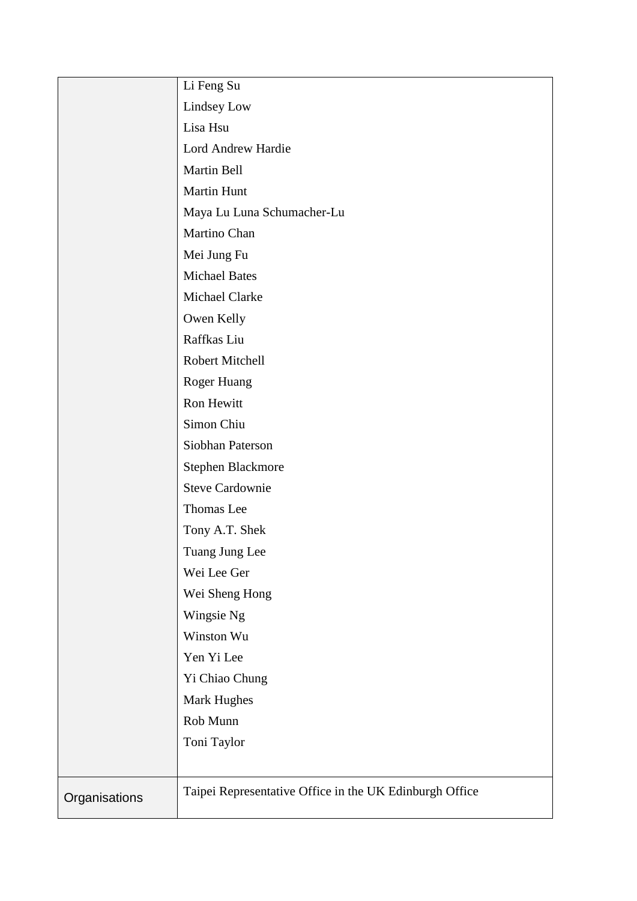| | |
|---|---|
| | Li Feng Su<br>Lindsey Low<br>Lisa Hsu<br>Lord Andrew Hardie<br>Martin Bell<br>Martin Hunt<br>Maya Lu Luna Schumacher-Lu<br>Martino Chan<br>Mei Jung Fu<br>Michael Bates<br>Michael Clarke<br>Owen Kelly<br>Raffkas Liu<br>Robert Mitchell<br>Roger Huang<br>Ron Hewitt<br>Simon Chiu<br>Siobhan Paterson<br>Stephen Blackmore<br>Steve Cardownie<br>Thomas Lee<br>Tony A.T. Shek<br>Tuang Jung Lee<br>Wei Lee Ger<br>Wei Sheng Hong<br>Wingsie Ng<br>Winston Wu<br>Yen Yi Lee<br>Yi Chiao Chung<br>Mark Hughes<br>Rob Munn<br>Toni Taylor |
| Organisations | Taipei Representative Office in the UK Edinburgh Office |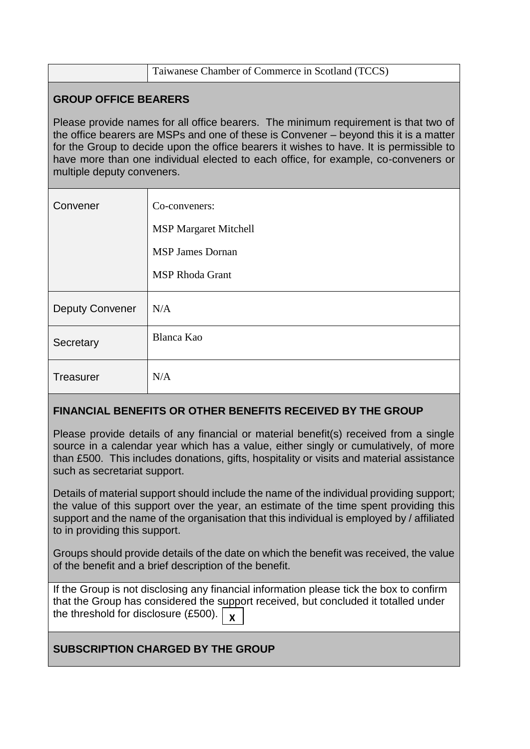| | Taiwanese Chamber of Commerce in Scotland (TCCS) |
|---|---|

## GROUP OFFICE BEARERS

Please provide names for all office bearers. The minimum requirement is that two of the office bearers are MSPs and one of these is Convener – beyond this it is a matter for the Group to decide upon the office bearers it wishes to have. It is permissible to have more than one individual elected to each office, for example, co-conveners or multiple deputy conveners.

| | |
|---|---|
| Convener | Co-conveners:<br><br>MSP Margaret Mitchell<br><br>MSP James Dornan<br><br>MSP Rhoda Grant |
| Deputy Convener | N/A |
| Secretary | Blanca Kao |
| Treasurer | N/A |

## FINANCIAL BENEFITS OR OTHER BENEFITS RECEIVED BY THE GROUP

Please provide details of any financial or material benefit(s) received from a single source in a calendar year which has a value, either singly or cumulatively, of more than £500. This includes donations, gifts, hospitality or visits and material assistance such as secretariat support.

Details of material support should include the name of the individual providing support; the value of this support over the year, an estimate of the time spent providing this support and the name of the organisation that this individual is employed by / affiliated to in providing this support.

Groups should provide details of the date on which the benefit was received, the value of the benefit and a brief description of the benefit.

If the Group is not disclosing any financial information please tick the box to confirm that the Group has considered the support received, but concluded it totalled under the threshold for disclosure (£500). X

## SUBSCRIPTION CHARGED BY THE GROUP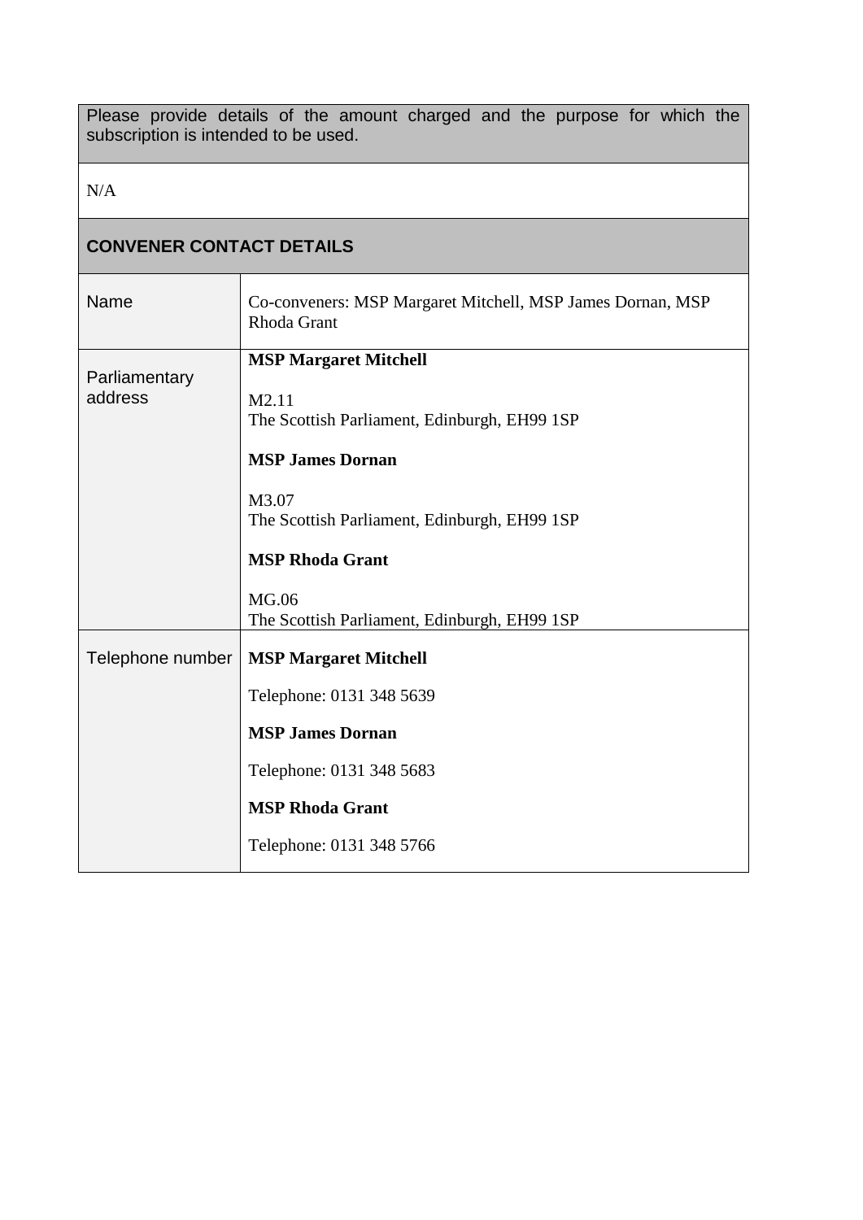| Please provide details of the amount charged and the purpose for which the subscription is intended to be used. |
|---|
| N/A |

## CONVENER CONTACT DETAILS

| | |
|---|---|
| Name | Co-conveners: MSP Margaret Mitchell, MSP James Dornan, MSP Rhoda Grant |
| Parliamentary address | **MSP Margaret Mitchell**<br><br>M2.11<br>The Scottish Parliament, Edinburgh, EH99 1SP<br><br>**MSP James Dornan**<br><br>M3.07<br>The Scottish Parliament, Edinburgh, EH99 1SP<br><br>**MSP Rhoda Grant**<br><br>MG.06<br>The Scottish Parliament, Edinburgh, EH99 1SP |
| Telephone number | **MSP Margaret Mitchell**<br><br>Telephone: 0131 348 5639<br><br>**MSP James Dornan**<br><br>Telephone: 0131 348 5683<br><br>**MSP Rhoda Grant**<br><br>Telephone: 0131 348 5766 |